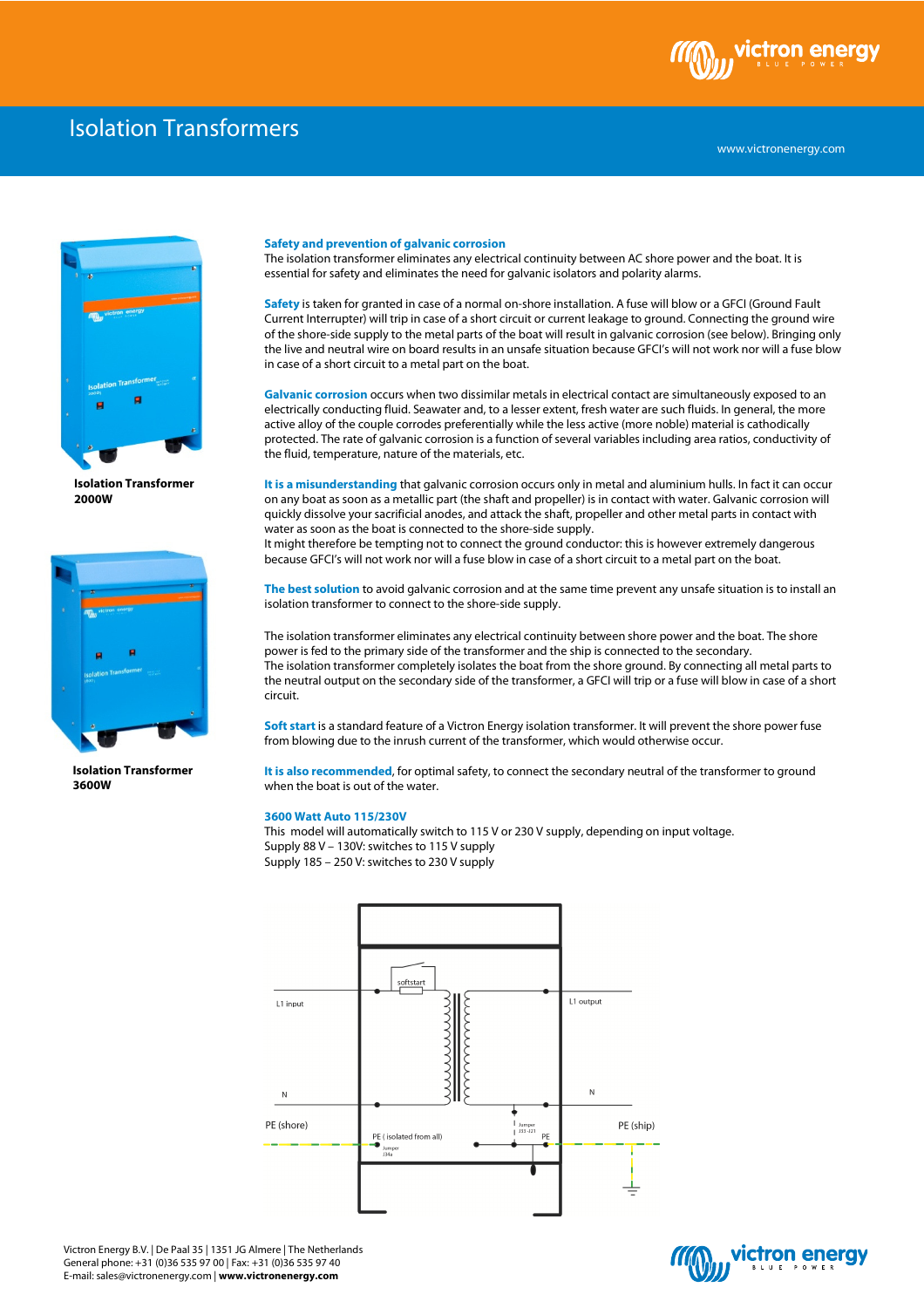# Isolation Transformers

www.victronenergy.com

Isolation Transformer 2000W

Isolation Transformer 3600W

**Safety and prevention of galvanic corrosion**
The isolation transformer eliminates any electrical continuity between AC shore power and the boat. It is essential for safety and eliminates the need for galvanic isolators and polarity alarms.

**Safety** is taken for granted in case of a normal on-shore installation. A fuse will blow or a GFCI (Ground Fault Current Interrupter) will trip in case of a short circuit or current leakage to ground. Connecting the ground wire of the shore-side supply to the metal parts of the boat will result in galvanic corrosion (see below). Bringing only the live and neutral wire on board results in an unsafe situation because GFCI's will not work nor will a fuse blow in case of a short circuit to a metal part on the boat.

**Galvanic corrosion** occurs when two dissimilar metals in electrical contact are simultaneously exposed to an electrically conducting fluid. Seawater and, to a lesser extent, fresh water are such fluids. In general, the more active alloy of the couple corrodes preferentially while the less active (more noble) material is cathodically protected. The rate of galvanic corrosion is a function of several variables including area ratios, conductivity of the fluid, temperature, nature of the materials, etc.

**It is a misunderstanding** that galvanic corrosion occurs only in metal and aluminium hulls. In fact it can occur on any boat as soon as a metallic part (the shaft and propeller) is in contact with water. Galvanic corrosion will quickly dissolve your sacrificial anodes, and attack the shaft, propeller and other metal parts in contact with water as soon as the boat is connected to the shore-side supply.
It might therefore be tempting not to connect the ground conductor: this is however extremely dangerous because GFCI's will not work nor will a fuse blow in case of a short circuit to a metal part on the boat.

**The best solution** to avoid galvanic corrosion and at the same time prevent any unsafe situation is to install an isolation transformer to connect to the shore-side supply.

The isolation transformer eliminates any electrical continuity between shore power and the boat. The shore power is fed to the primary side of the transformer and the ship is connected to the secondary.
The isolation transformer completely isolates the boat from the shore ground. By connecting all metal parts to the neutral output on the secondary side of the transformer, a GFCI will trip or a fuse will blow in case of a short circuit.

**Soft start** is a standard feature of a Victron Energy isolation transformer. It will prevent the shore power fuse from blowing due to the inrush current of the transformer, which would otherwise occur.

**It is also recommended**, for optimal safety, to connect the secondary neutral of the transformer to ground when the boat is out of the water.

**3600 Watt Auto 115/230V**
This model will automatically switch to 115 V or 230 V supply, depending on input voltage.
Supply 88 V – 130V: switches to 115 V supply
Supply 185 – 250 V: switches to 230 V supply

softstart
L1 input
L1 output
N
N
PE (shore)
PE ( isolated from all)
Jumper J34a
Jumper J33-J21
PE
PE (ship)

Victron Energy B.V. | De Paal 35 | 1351 JG Almere | The Netherlands
General phone: +31 (0)36 535 97 00 | Fax: +31 (0)36 535 97 40
E-mail: sales@victronenergy.com | **www.victronenergy.com**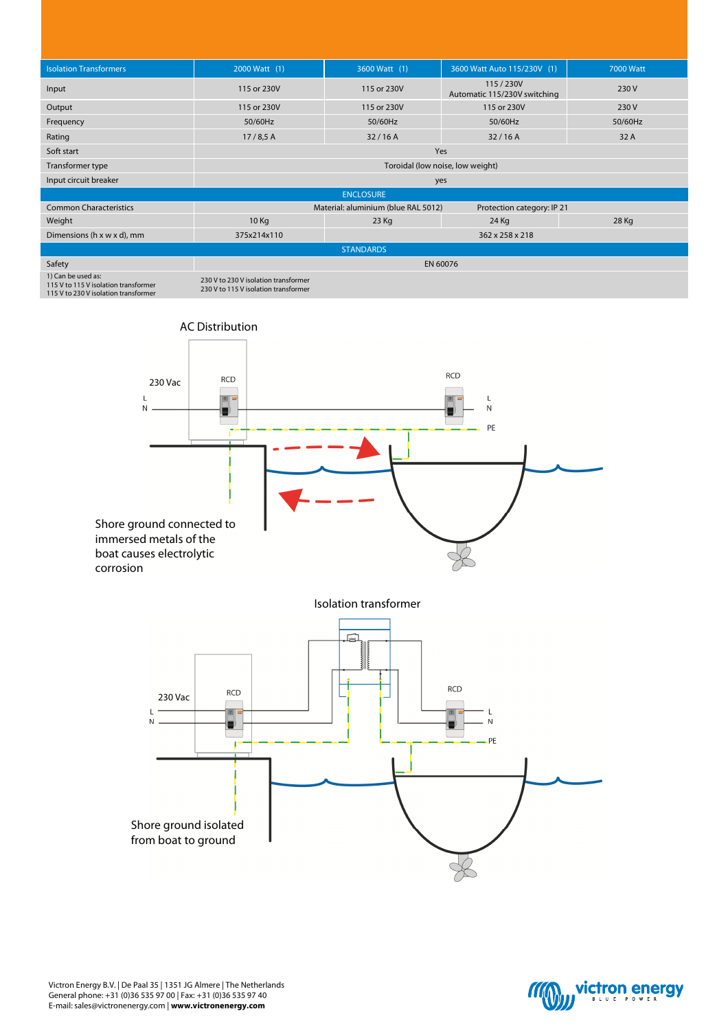| Isolation Transformers | 2000 Watt (1) | 3600 Watt (1) | 3600 Watt Auto 115/230V (1) | 7000 Watt |
|---|---|---|---|---|
| Input | 115 or 230V | 115 or 230V | 115 / 230V Automatic 115/230V switching | 230 V |
| Output | 115 or 230V | 115 or 230V | 115 or 230V | 230 V |
| Frequency | 50/60Hz | 50/60Hz | 50/60Hz | 50/60Hz |
| Rating | 17 / 8,5 A | 32 / 16 A | 32 / 16 A | 32 A |
| Soft start | Yes | | | |
| Transformer type | Toroidal (low noise, low weight) | | | |
| Input circuit breaker | yes | | | |
| ENCLOSURE | | | | |
| Common Characteristics | Material: aluminium (blue RAL 5012) | | Protection category: IP 21 | |
| Weight | 10 Kg | 23 Kg | 24 Kg | 28 Kg |
| Dimensions (h x w x d), mm | 375x214x110 | 362 x 258 x 218 | | |
| STANDARDS | | | | |
| Safety | EN 60076 | | | |
| 1) Can be used as: 115 V to 115 V isolation transformer 115 V to 230 V isolation transformer | 230 V to 230 V isolation transformer 230 V to 115 V isolation transformer | | | |

AC Distribution

230 Vac

RCD

L
N

RCD

L
N
PE

Shore ground connected to immersed metals of the boat causes electrolytic corrosion

Isolation transformer

230 Vac

RCD

L
N

RCD

L
N
PE

Shore ground isolated from boat to ground

Victron Energy B.V. | De Paal 35 | 1351 JG Almere | The Netherlands
General phone: +31 (0)36 535 97 00 | Fax: +31 (0)36 535 97 40
E-mail: sales@victronenergy.com | **www.victronenergy.com**